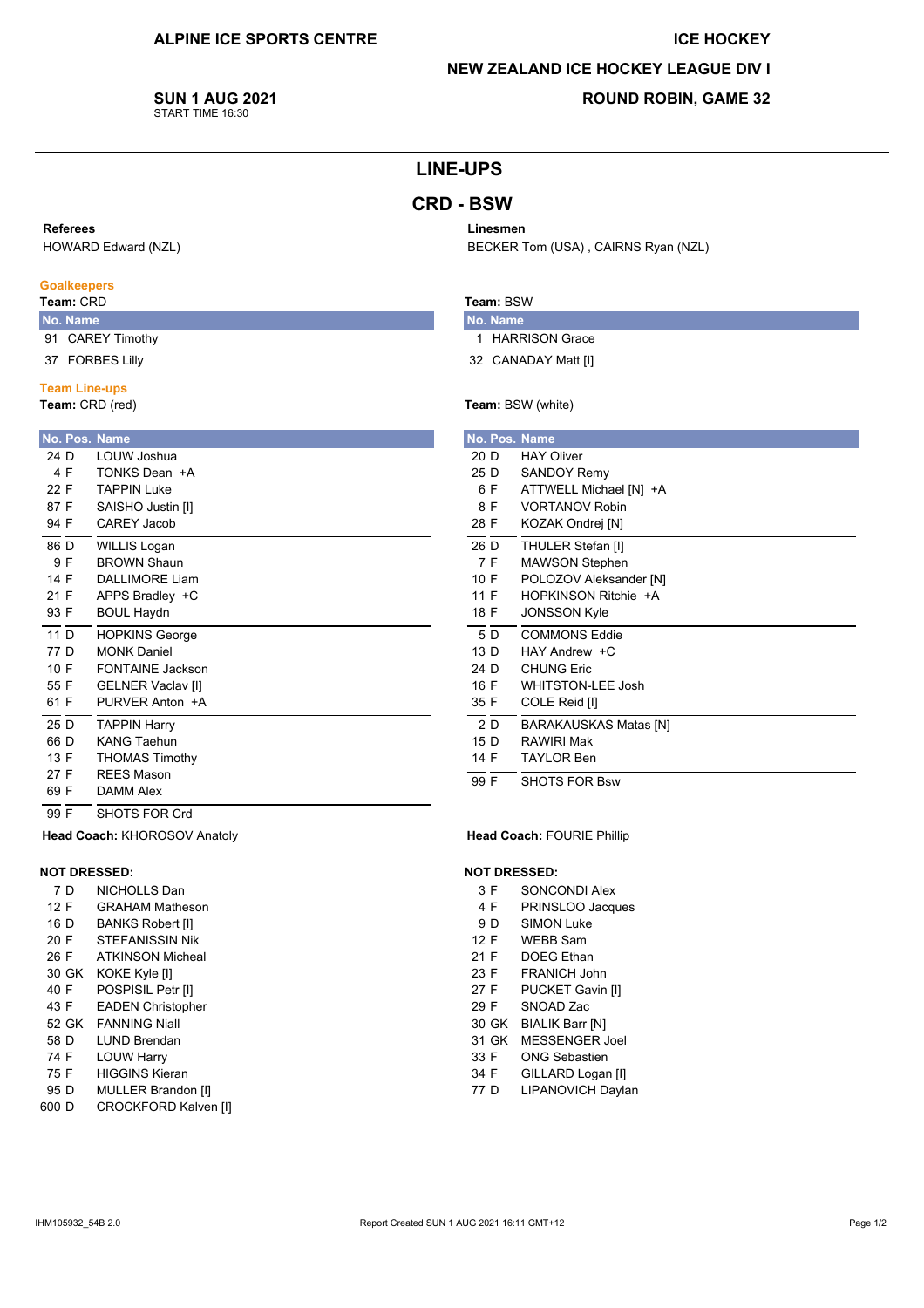ALPINE ICE SPORTS CENTRE

ICE HOCKEY

NEW ZEALAND ICE HOCKEY LEAGUE DIV I

**SUN 1 AUG 2021**
START TIME 16:30

ROUND ROBIN, GAME 32

# LINE-UPS

## CRD - BSW

**Referees**
HOWARD Edward (NZL)

**Linesmen**
BECKER Tom (USA) , CAIRNS Ryan (NZL)

### Goalkeepers

**Team:** CRD

| No. | Name |
|---|---|
| 91 | CAREY Timothy |
| 37 | FORBES Lilly |

**Team:** BSW

| No. | Name |
|---|---|
| 1 | HARRISON Grace |
| 32 | CANADAY Matt [I] |

### Team Line-ups

**Team:** CRD (red)

| No. | Pos. | Name |
|---|---|---|
| 24 | D | LOUW Joshua |
| 4 | F | TONKS Dean +A |
| 22 | F | TAPPIN Luke |
| 87 | F | SAISHO Justin [I] |
| 94 | F | CAREY Jacob |
| 86 | D | WILLIS Logan |
| 9 | F | BROWN Shaun |
| 14 | F | DALLIMORE Liam |
| 21 | F | APPS Bradley +C |
| 93 | F | BOUL Haydn |
| 11 | D | HOPKINS George |
| 77 | D | MONK Daniel |
| 10 | F | FONTAINE Jackson |
| 55 | F | GELNER Vaclav [I] |
| 61 | F | PURVER Anton +A |
| 25 | D | TAPPIN Harry |
| 66 | D | KANG Taehun |
| 13 | F | THOMAS Timothy |
| 27 | F | REES Mason |
| 69 | F | DAMM Alex |
| 99 | F | SHOTS FOR Crd |

**Head Coach:** KHOROSOV Anatoly

**Team:** BSW (white)

| No. | Pos. | Name |
|---|---|---|
| 20 | D | HAY Oliver |
| 25 | D | SANDOY Remy |
| 6 | F | ATTWELL Michael [N] +A |
| 8 | F | VORTANOV Robin |
| 28 | F | KOZAK Ondrej [N] |
| 26 | D | THULER Stefan [I] |
| 7 | F | MAWSON Stephen |
| 10 | F | POLOZOV Aleksander [N] |
| 11 | F | HOPKINSON Ritchie +A |
| 18 | F | JONSSON Kyle |
| 5 | D | COMMONS Eddie |
| 13 | D | HAY Andrew +C |
| 24 | D | CHUNG Eric |
| 16 | F | WHITSTON-LEE Josh |
| 35 | F | COLE Reid [I] |
| 2 | D | BARAKAUSKAS Matas [N] |
| 15 | D | RAWIRI Mak |
| 14 | F | TAYLOR Ben |
| 99 | F | SHOTS FOR Bsw |

**Head Coach:** FOURIE Phillip

### NOT DRESSED:

**CRD**

| No. | Pos. | Name |
|---|---|---|
| 7 | D | NICHOLLS Dan |
| 12 | F | GRAHAM Matheson |
| 16 | D | BANKS Robert [I] |
| 20 | F | STEFANISSIN Nik |
| 26 | F | ATKINSON Micheal |
| 30 | GK | KOKE Kyle [I] |
| 40 | F | POSPISIL Petr [I] |
| 43 | F | EADEN Christopher |
| 52 | GK | FANNING Niall |
| 58 | D | LUND Brendan |
| 74 | F | LOUW Harry |
| 75 | F | HIGGINS Kieran |
| 95 | D | MULLER Brandon [I] |
| 600 | D | CROCKFORD Kalven [I] |

**BSW**

| No. | Pos. | Name |
|---|---|---|
| 3 | F | SONCONDI Alex |
| 4 | F | PRINSLOO Jacques |
| 9 | D | SIMON Luke |
| 12 | F | WEBB Sam |
| 21 | F | DOEG Ethan |
| 23 | F | FRANICH John |
| 27 | F | PUCKET Gavin [I] |
| 29 | F | SNOAD Zac |
| 30 | GK | BIALIK Barr [N] |
| 31 | GK | MESSENGER Joel |
| 33 | F | ONG Sebastien |
| 34 | F | GILLARD Logan [I] |
| 77 | D | LIPANOVICH Daylan |

IHM105932_54B 2.0 — Report Created SUN 1 AUG 2021 16:11 GMT+12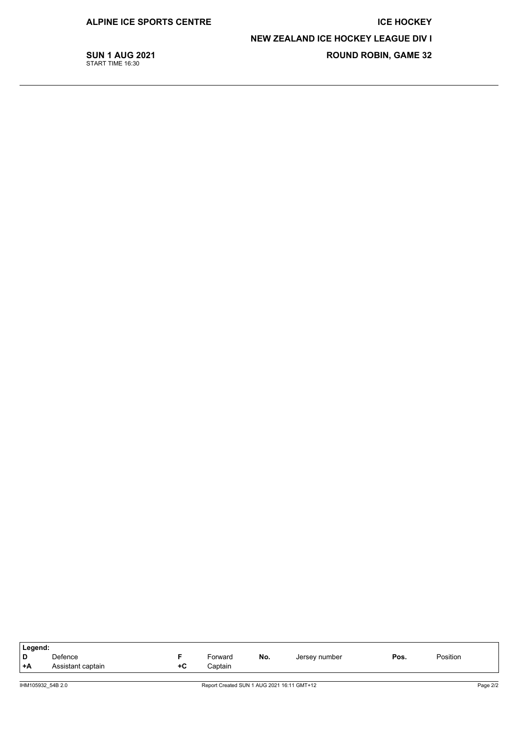**ALPINE ICE SPORTS CENTRE**

**ICE HOCKEY**

**NEW ZEALAND ICE HOCKEY LEAGUE DIV I**

**SUN 1 AUG 2021**
START TIME 16:30

**ROUND ROBIN, GAME 32**

| Legend: | | | | | | | |
|---|---|---|---|---|---|---|---|
| **D** | Defence | **F** | Forward | **No.** | Jersey number | **Pos.** | Position |
| **+A** | Assistant captain | **+C** | Captain | | | | |

IHM105932_54B 2.0

Report Created SUN 1 AUG 2021 16:11 GMT+12